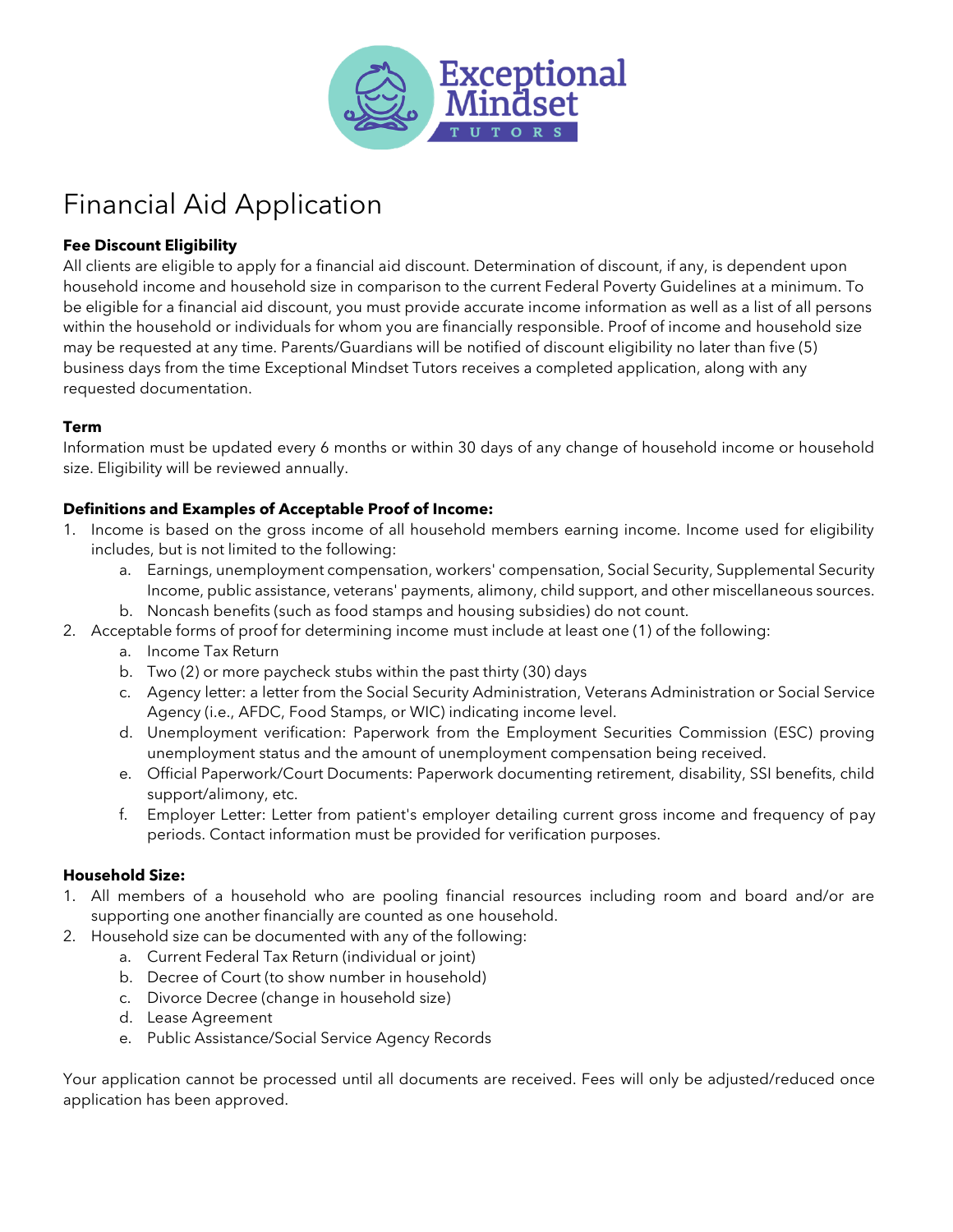# Financial Aid Application

**Fee Discount Eligibility**

All clients are eligible to apply for a financial aid discount. Determination of discount, if any, is dependent upon household income and household size in comparison to the current Federal Poverty Guidelines at a minimum. To be eligible for a financial aid discount, you must provide accurate income information as well as a list of all persons within the household or individuals for whom you are financially responsible. Proof of income and household size may be requested at any time. Parents/Guardians will be notified of discount eligibility no later than five (5) business days from the time Exceptional Mindset Tutors receives a completed application, along with any requested documentation.

**Term**

Information must be updated every 6 months or within 30 days of any change of household income or household size. Eligibility will be reviewed annually.

**Definitions and Examples of Acceptable Proof of Income:**

1. Income is based on the gross income of all household members earning income. Income used for eligibility includes, but is not limited to the following:
   a. Earnings, unemployment compensation, workers' compensation, Social Security, Supplemental Security Income, public assistance, veterans' payments, alimony, child support, and other miscellaneous sources.
   b. Noncash benefits (such as food stamps and housing subsidies) do not count.
2. Acceptable forms of proof for determining income must include at least one (1) of the following:
   a. Income Tax Return
   b. Two (2) or more paycheck stubs within the past thirty (30) days
   c. Agency letter: a letter from the Social Security Administration, Veterans Administration or Social Service Agency (i.e., AFDC, Food Stamps, or WIC) indicating income level.
   d. Unemployment verification: Paperwork from the Employment Securities Commission (ESC) proving unemployment status and the amount of unemployment compensation being received.
   e. Official Paperwork/Court Documents: Paperwork documenting retirement, disability, SSI benefits, child support/alimony, etc.
   f. Employer Letter: Letter from patient's employer detailing current gross income and frequency of pay periods. Contact information must be provided for verification purposes.

**Household Size:**

1. All members of a household who are pooling financial resources including room and board and/or are supporting one another financially are counted as one household.
2. Household size can be documented with any of the following:
   a. Current Federal Tax Return (individual or joint)
   b. Decree of Court (to show number in household)
   c. Divorce Decree (change in household size)
   d. Lease Agreement
   e. Public Assistance/Social Service Agency Records

Your application cannot be processed until all documents are received. Fees will only be adjusted/reduced once application has been approved.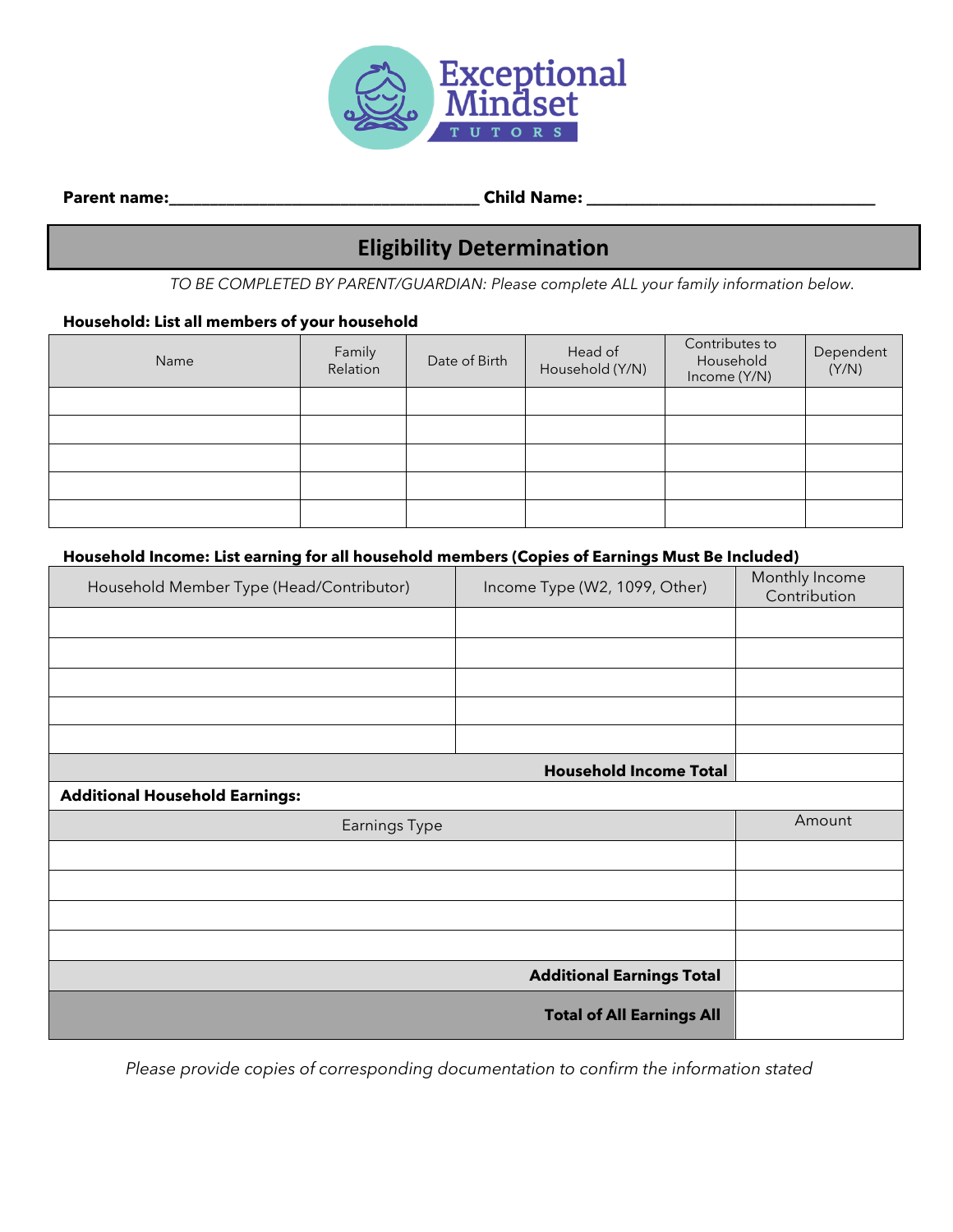**Parent name:\_\_\_\_\_\_\_\_\_\_\_\_\_\_\_\_\_\_\_\_\_\_\_\_\_\_\_\_\_\_\_\_\_\_\_ Child Name: \_\_\_\_\_\_\_\_\_\_\_\_\_\_\_\_\_\_\_\_\_\_\_\_\_\_\_\_\_\_\_\_\_**

## Eligibility Determination

*TO BE COMPLETED BY PARENT/GUARDIAN: Please complete ALL your family information below.*

**Household: List all members of your household**

| Name | Family Relation | Date of Birth | Head of Household (Y/N) | Contributes to Household Income (Y/N) | Dependent (Y/N) |
|---|---|---|---|---|---|
| | | | | | |
| | | | | | |
| | | | | | |
| | | | | | |
| | | | | | |

**Household Income: List earning for all household members (Copies of Earnings Must Be Included)**

| Household Member Type (Head/Contributor) | Income Type (W2, 1099, Other) | Monthly Income Contribution |
|---|---|---|
| | | |
| | | |
| | | |
| | | |
| | | |
| | **Household Income Total** | |

**Additional Household Earnings:**

| Earnings Type | Amount |
|---|---|
| | |
| | |
| | |
| | |
| **Additional Earnings Total** | |
| **Total of All Earnings All** | |

*Please provide copies of corresponding documentation to confirm the information stated*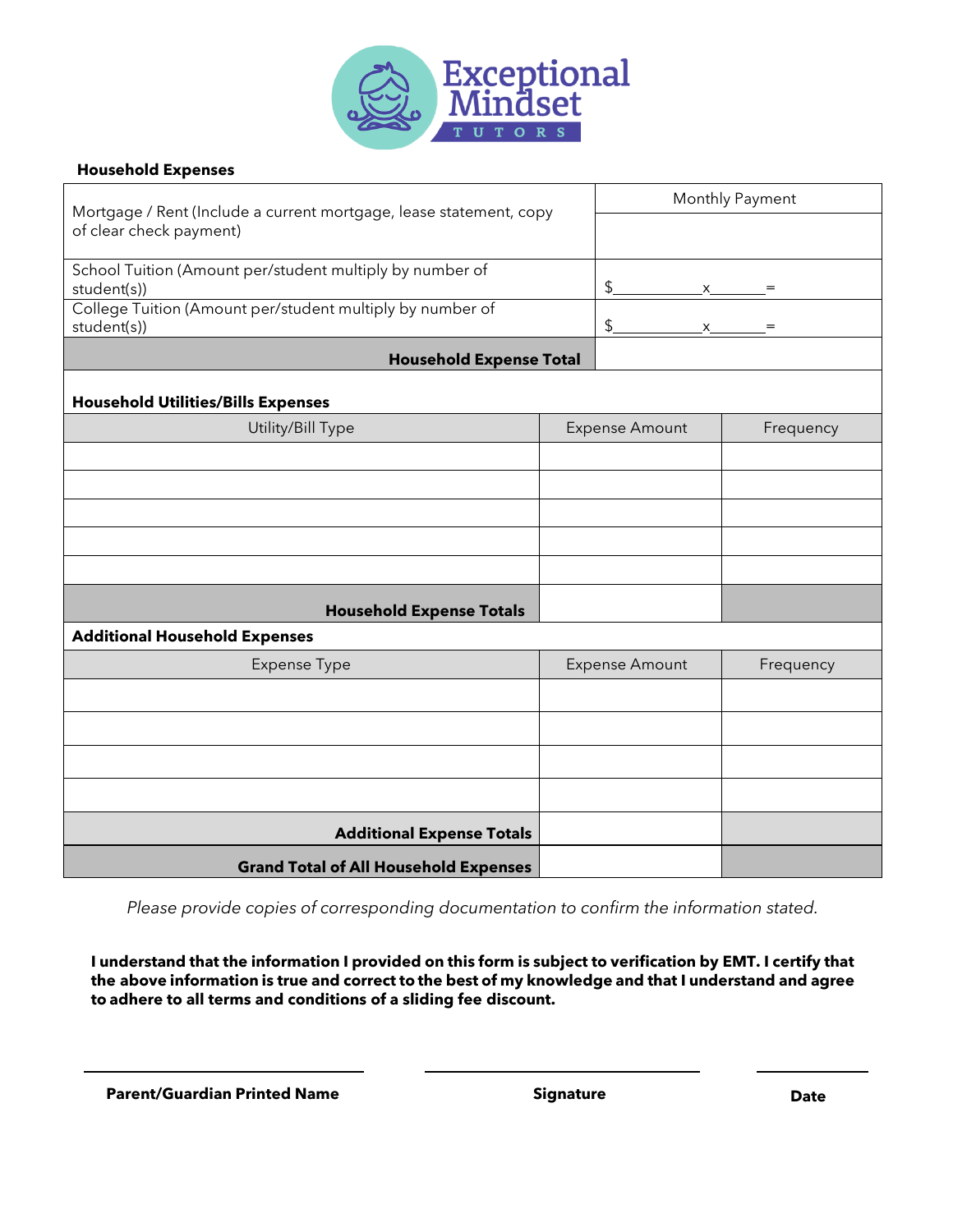**Household Expenses**

| | Monthly Payment |
|---|---|
| Mortgage / Rent (Include a current mortgage, lease statement, copy of clear check payment) | |
| School Tuition (Amount per/student multiply by number of student(s)) | $__________x_______= |
| College Tuition (Amount per/student multiply by number of student(s)) | $__________x_______= |
| **Household Expense Total** | |

**Household Utilities/Bills Expenses**

| Utility/Bill Type | Expense Amount | Frequency |
|---|---|---|
| | | |
| | | |
| | | |
| | | |
| | | |
| **Household Expense Totals** | | |

**Additional Household Expenses**

| Expense Type | Expense Amount | Frequency |
|---|---|---|
| | | |
| | | |
| | | |
| | | |
| **Additional Expense Totals** | | |
| **Grand Total of All Household Expenses** | | |

*Please provide copies of corresponding documentation to confirm the information stated.*

**I understand that the information I provided on this form is subject to verification by EMT. I certify that the above information is true and correct to the best of my knowledge and that I understand and agree to adhere to all terms and conditions of a sliding fee discount.**

______________________ ______________________ __________

**Parent/Guardian Printed Name** **Signature** **Date**